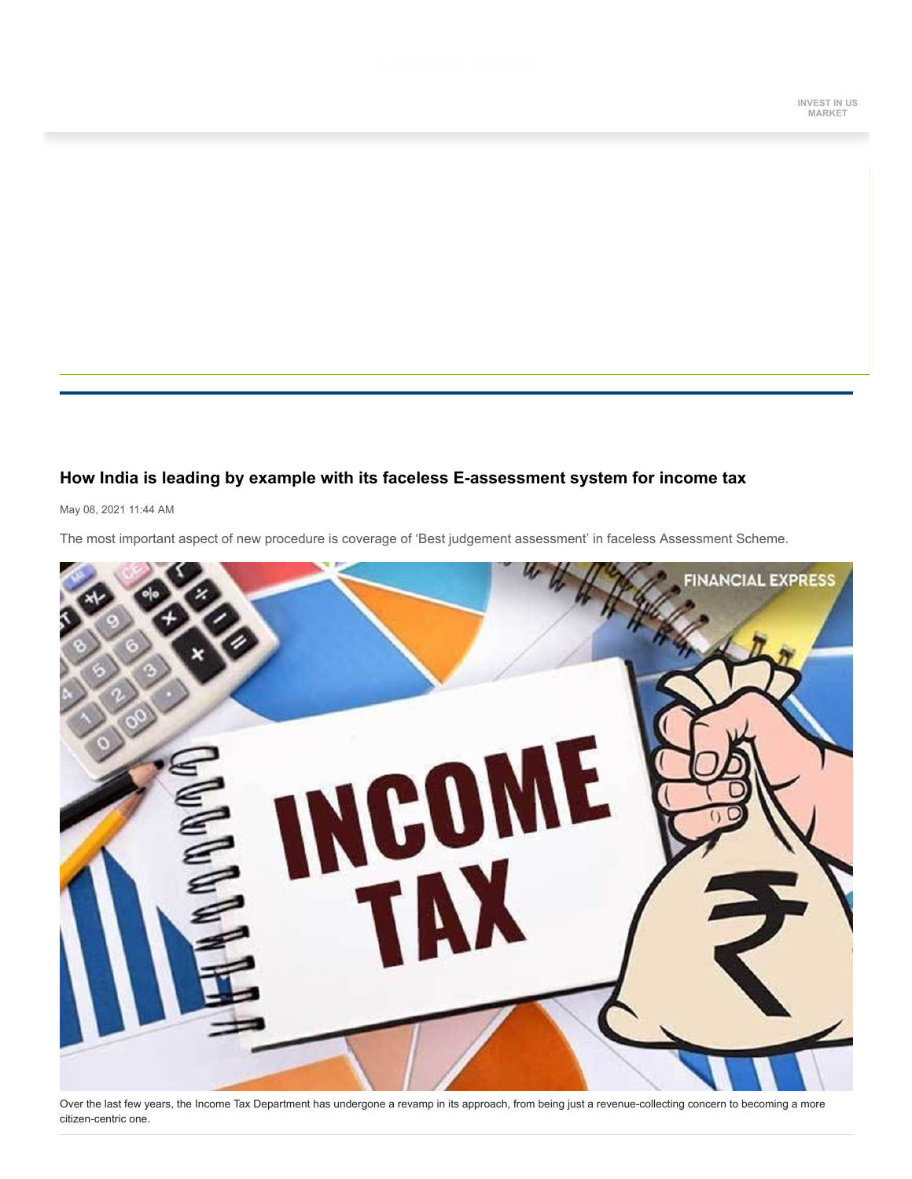INVEST IN US MARKET

# How India is leading by example with its faceless E-assessment system for income tax

May 08, 2021 11:44 AM

The most important aspect of new procedure is coverage of 'Best judgement assessment' in faceless Assessment Scheme.

Over the last few years, the Income Tax Department has undergone a revamp in its approach, from being just a revenue-collecting concern to becoming a more citizen-centric one.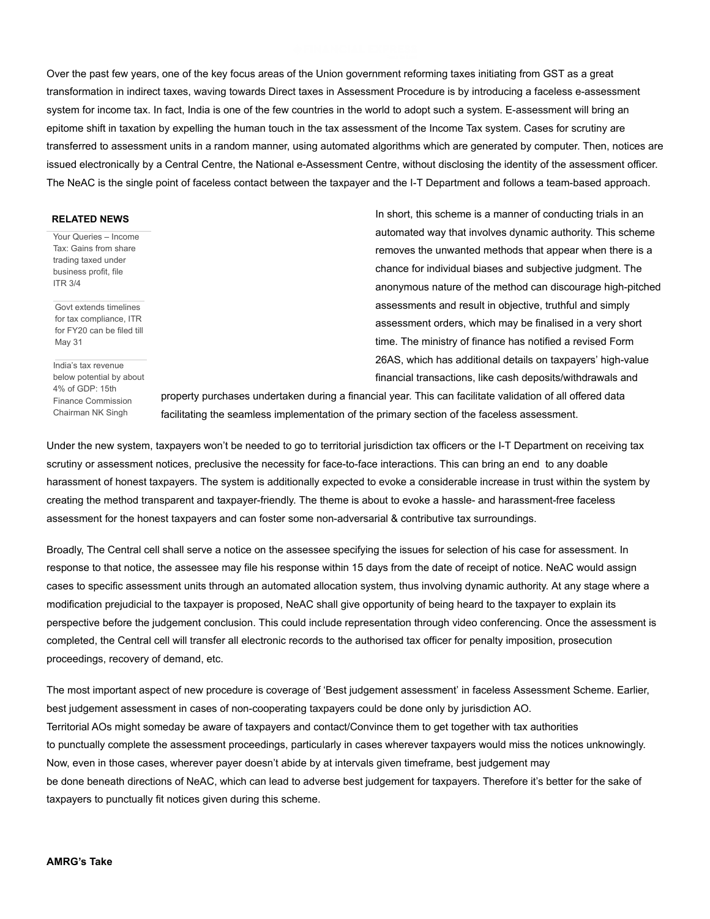Over the past few years, one of the key focus areas of the Union government reforming taxes initiating from GST as a great transformation in indirect taxes, waving towards Direct taxes in Assessment Procedure is by introducing a faceless e-assessment system for income tax. In fact, India is one of the few countries in the world to adopt such a system. E-assessment will bring an epitome shift in taxation by expelling the human touch in the tax assessment of the Income Tax system. Cases for scrutiny are transferred to assessment units in a random manner, using automated algorithms which are generated by computer. Then, notices are issued electronically by a Central Centre, the National e-Assessment Centre, without disclosing the identity of the assessment officer. The NeAC is the single point of faceless contact between the taxpayer and the I-T Department and follows a team-based approach.

**RELATED NEWS**

- Your Queries – Income Tax: Gains from share trading taxed under business profit, file ITR 3/4
- Govt extends timelines for tax compliance, ITR for FY20 can be filed till May 31
- India's tax revenue below potential by about 4% of GDP: 15th Finance Commission Chairman NK Singh

In short, this scheme is a manner of conducting trials in an automated way that involves dynamic authority. This scheme removes the unwanted methods that appear when there is a chance for individual biases and subjective judgment. The anonymous nature of the method can discourage high-pitched assessments and result in objective, truthful and simply assessment orders, which may be finalised in a very short time. The ministry of finance has notified a revised Form 26AS, which has additional details on taxpayers' high-value financial transactions, like cash deposits/withdrawals and property purchases undertaken during a financial year. This can facilitate validation of all offered data facilitating the seamless implementation of the primary section of the faceless assessment.

Under the new system, taxpayers won't be needed to go to territorial jurisdiction tax officers or the I-T Department on receiving tax scrutiny or assessment notices, preclusive the necessity for face-to-face interactions. This can bring an end to any doable harassment of honest taxpayers. The system is additionally expected to evoke a considerable increase in trust within the system by creating the method transparent and taxpayer-friendly. The theme is about to evoke a hassle- and harassment-free faceless assessment for the honest taxpayers and can foster some non-adversarial & contributive tax surroundings.

Broadly, The Central cell shall serve a notice on the assessee specifying the issues for selection of his case for assessment. In response to that notice, the assessee may file his response within 15 days from the date of receipt of notice. NeAC would assign cases to specific assessment units through an automated allocation system, thus involving dynamic authority. At any stage where a modification prejudicial to the taxpayer is proposed, NeAC shall give opportunity of being heard to the taxpayer to explain its perspective before the judgement conclusion. This could include representation through video conferencing. Once the assessment is completed, the Central cell will transfer all electronic records to the authorised tax officer for penalty imposition, prosecution proceedings, recovery of demand, etc.

The most important aspect of new procedure is coverage of 'Best judgement assessment' in faceless Assessment Scheme. Earlier, best judgement assessment in cases of non-cooperating taxpayers could be done only by jurisdiction AO. Territorial AOs might someday be aware of taxpayers and contact/Convince them to get together with tax authorities to punctually complete the assessment proceedings, particularly in cases wherever taxpayers would miss the notices unknowingly. Now, even in those cases, wherever payer doesn't abide by at intervals given timeframe, best judgement may be done beneath directions of NeAC, which can lead to adverse best judgement for taxpayers. Therefore it's better for the sake of taxpayers to punctually fit notices given during this scheme.

**AMRG's Take**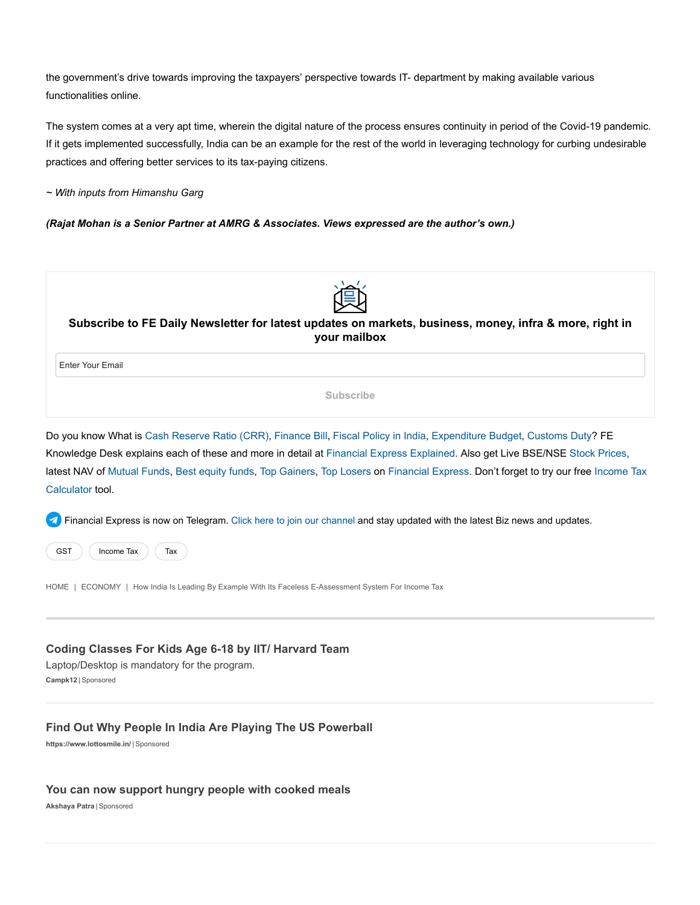the government's drive towards improving the taxpayers' perspective towards IT- department by making available various functionalities online.

The system comes at a very apt time, wherein the digital nature of the process ensures continuity in period of the Covid-19 pandemic. If it gets implemented successfully, India can be an example for the rest of the world in leveraging technology for curbing undesirable practices and offering better services to its tax-paying citizens.

*~ With inputs from Himanshu Garg*

***(Rajat Mohan is a Senior Partner at AMRG & Associates. Views expressed are the author's own.)***

**Subscribe to FE Daily Newsletter for latest updates on markets, business, money, infra & more, right in your mailbox**

Enter Your Email

Subscribe

Do you know What is Cash Reserve Ratio (CRR), Finance Bill, Fiscal Policy in India, Expenditure Budget, Customs Duty? FE Knowledge Desk explains each of these and more in detail at Financial Express Explained. Also get Live BSE/NSE Stock Prices, latest NAV of Mutual Funds, Best equity funds, Top Gainers, Top Losers on Financial Express. Don't forget to try our free Income Tax Calculator tool.

Financial Express is now on Telegram. Click here to join our channel and stay updated with the latest Biz news and updates.

GST | Income Tax | Tax

HOME | ECONOMY | How India Is Leading By Example With Its Faceless E-Assessment System For Income Tax

**Coding Classes For Kids Age 6-18 by IIT/ Harvard Team**

Laptop/Desktop is mandatory for the program.

**Campk12** | Sponsored

**Find Out Why People In India Are Playing The US Powerball**

**https://www.lottosmile.in/** | Sponsored

**You can now support hungry people with cooked meals**

**Akshaya Patra** | Sponsored